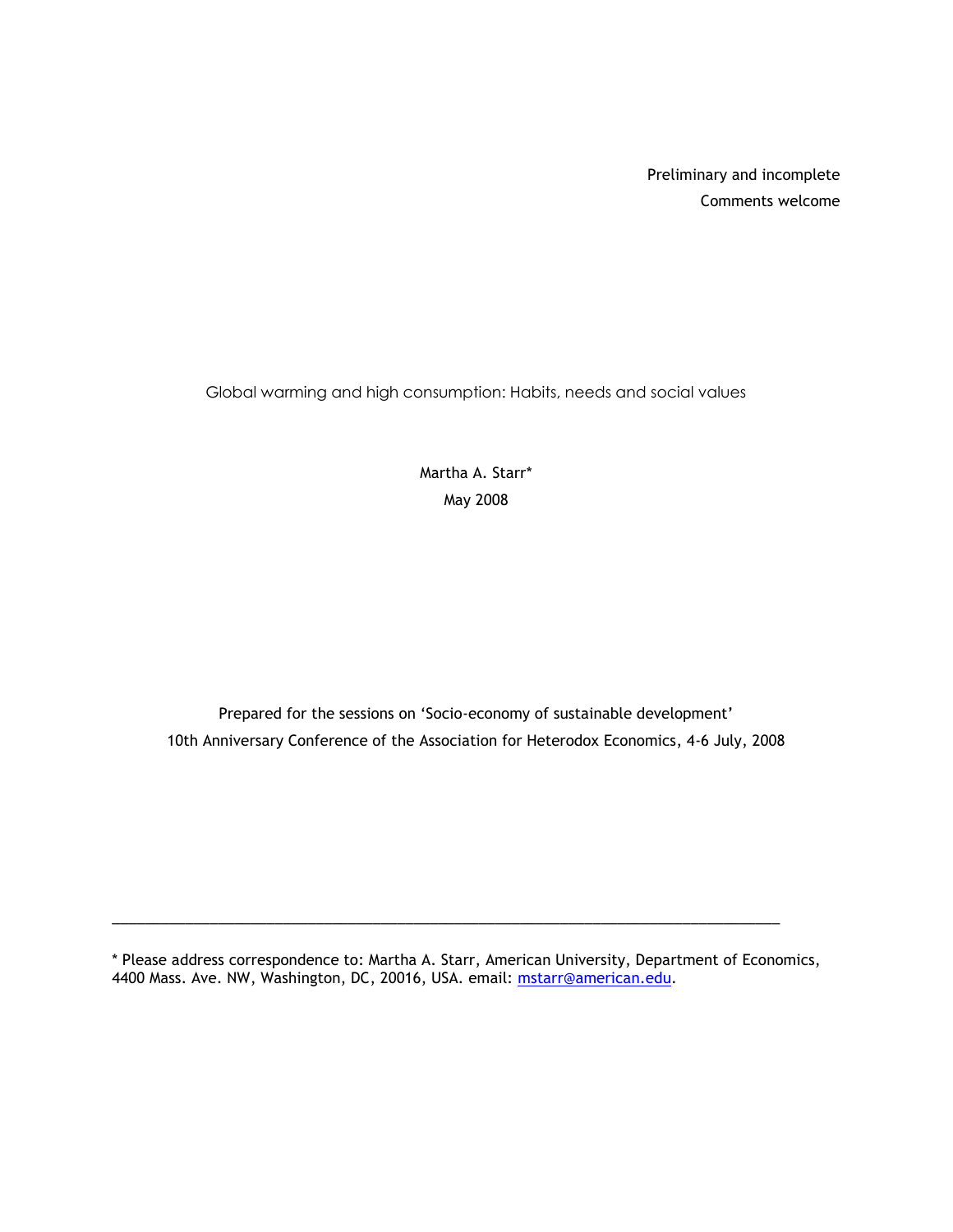Preliminary and incomplete

Comments welcome

# Global warming and high consumption: Habits, needs and social values

Martha A. Starr*

May 2008

Prepared for the sessions on 'Socio-economy of sustainable development'

10th Anniversary Conference of the Association for Heterodox Economics, 4-6 July, 2008

---

* Please address correspondence to: Martha A. Starr, American University, Department of Economics, 4400 Mass. Ave. NW, Washington, DC, 20016, USA. email: mstarr@american.edu.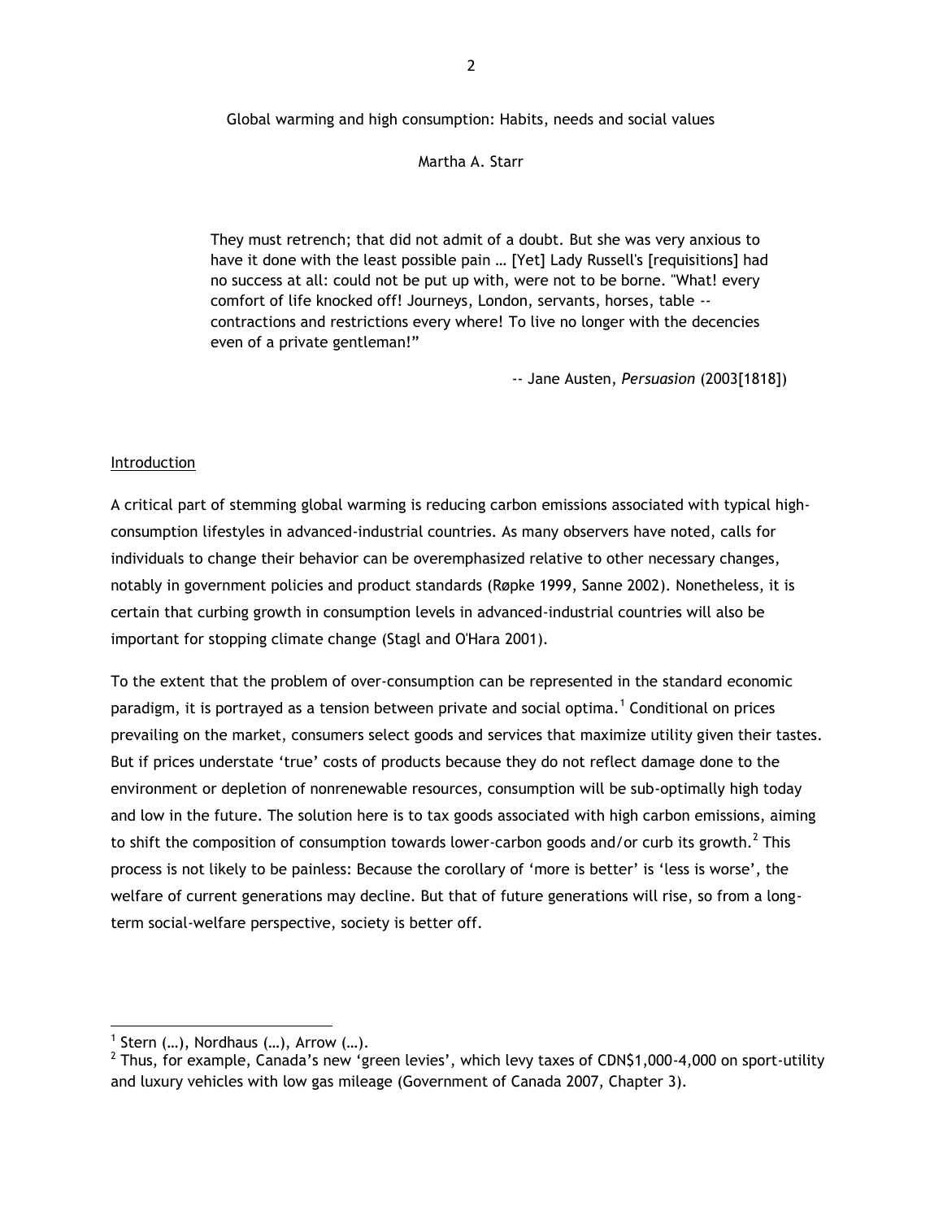Global warming and high consumption: Habits, needs and social values

Martha A. Starr

> They must retrench; that did not admit of a doubt. But she was very anxious to have it done with the least possible pain … [Yet] Lady Russell's [requisitions] had no success at all: could not be put up with, were not to be borne. "What! every comfort of life knocked off! Journeys, London, servants, horses, table -- contractions and restrictions every where! To live no longer with the decencies even of a private gentleman!"
>
> -- Jane Austen, *Persuasion* (2003[1818])

## Introduction

A critical part of stemming global warming is reducing carbon emissions associated with typical high-consumption lifestyles in advanced-industrial countries. As many observers have noted, calls for individuals to change their behavior can be overemphasized relative to other necessary changes, notably in government policies and product standards (Røpke 1999, Sanne 2002). Nonetheless, it is certain that curbing growth in consumption levels in advanced-industrial countries will also be important for stopping climate change (Stagl and O'Hara 2001).

To the extent that the problem of over-consumption can be represented in the standard economic paradigm, it is portrayed as a tension between private and social optima.[1] Conditional on prices prevailing on the market, consumers select goods and services that maximize utility given their tastes. But if prices understate 'true' costs of products because they do not reflect damage done to the environment or depletion of nonrenewable resources, consumption will be sub-optimally high today and low in the future. The solution here is to tax goods associated with high carbon emissions, aiming to shift the composition of consumption towards lower-carbon goods and/or curb its growth.[2] This process is not likely to be painless: Because the corollary of 'more is better' is 'less is worse', the welfare of current generations may decline. But that of future generations will rise, so from a long-term social-welfare perspective, society is better off.

---

[1] Stern (…), Nordhaus (…), Arrow (…).

[2] Thus, for example, Canada's new 'green levies', which levy taxes of CDN$1,000-4,000 on sport-utility and luxury vehicles with low gas mileage (Government of Canada 2007, Chapter 3).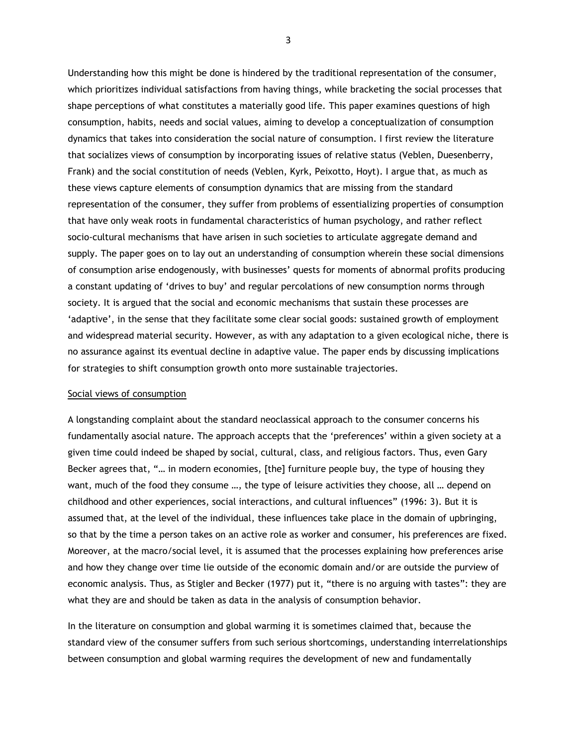Understanding how this might be done is hindered by the traditional representation of the consumer, which prioritizes individual satisfactions from having things, while bracketing the social processes that shape perceptions of what constitutes a materially good life. This paper examines questions of high consumption, habits, needs and social values, aiming to develop a conceptualization of consumption dynamics that takes into consideration the social nature of consumption. I first review the literature that socializes views of consumption by incorporating issues of relative status (Veblen, Duesenberry, Frank) and the social constitution of needs (Veblen, Kyrk, Peixotto, Hoyt). I argue that, as much as these views capture elements of consumption dynamics that are missing from the standard representation of the consumer, they suffer from problems of essentializing properties of consumption that have only weak roots in fundamental characteristics of human psychology, and rather reflect socio-cultural mechanisms that have arisen in such societies to articulate aggregate demand and supply. The paper goes on to lay out an understanding of consumption wherein these social dimensions of consumption arise endogenously, with businesses' quests for moments of abnormal profits producing a constant updating of 'drives to buy' and regular percolations of new consumption norms through society. It is argued that the social and economic mechanisms that sustain these processes are 'adaptive', in the sense that they facilitate some clear social goods: sustained growth of employment and widespread material security. However, as with any adaptation to a given ecological niche, there is no assurance against its eventual decline in adaptive value. The paper ends by discussing implications for strategies to shift consumption growth onto more sustainable trajectories.

## Social views of consumption

A longstanding complaint about the standard neoclassical approach to the consumer concerns his fundamentally asocial nature. The approach accepts that the 'preferences' within a given society at a given time could indeed be shaped by social, cultural, class, and religious factors. Thus, even Gary Becker agrees that, "… in modern economies, [the] furniture people buy, the type of housing they want, much of the food they consume …, the type of leisure activities they choose, all … depend on childhood and other experiences, social interactions, and cultural influences" (1996: 3). But it is assumed that, at the level of the individual, these influences take place in the domain of upbringing, so that by the time a person takes on an active role as worker and consumer, his preferences are fixed. Moreover, at the macro/social level, it is assumed that the processes explaining how preferences arise and how they change over time lie outside of the economic domain and/or are outside the purview of economic analysis. Thus, as Stigler and Becker (1977) put it, "there is no arguing with tastes": they are what they are and should be taken as data in the analysis of consumption behavior.

In the literature on consumption and global warming it is sometimes claimed that, because the standard view of the consumer suffers from such serious shortcomings, understanding interrelationships between consumption and global warming requires the development of new and fundamentally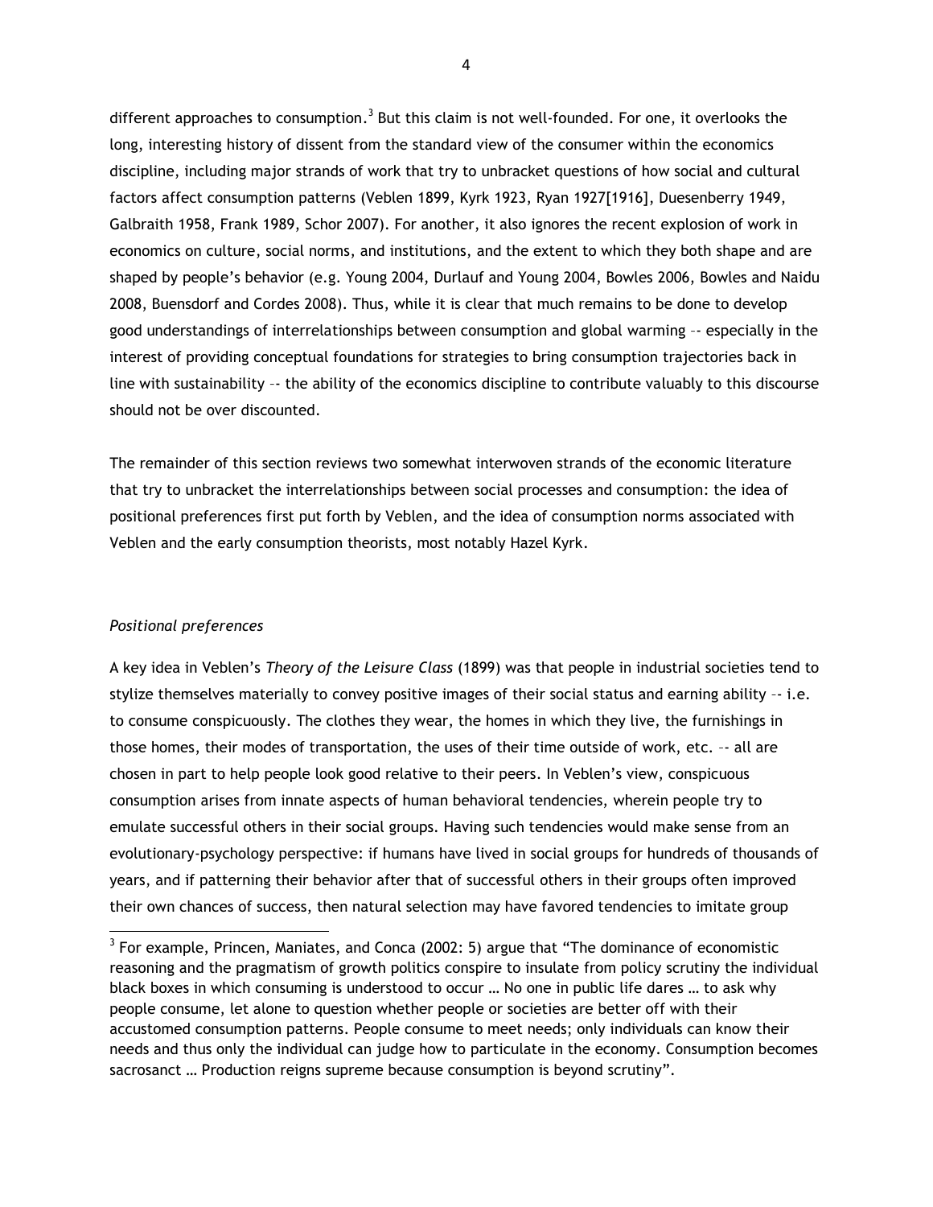different approaches to consumption.[3] But this claim is not well-founded. For one, it overlooks the long, interesting history of dissent from the standard view of the consumer within the economics discipline, including major strands of work that try to unbracket questions of how social and cultural factors affect consumption patterns (Veblen 1899, Kyrk 1923, Ryan 1927[1916], Duesenberry 1949, Galbraith 1958, Frank 1989, Schor 2007). For another, it also ignores the recent explosion of work in economics on culture, social norms, and institutions, and the extent to which they both shape and are shaped by people's behavior (e.g. Young 2004, Durlauf and Young 2004, Bowles 2006, Bowles and Naidu 2008, Buensdorf and Cordes 2008). Thus, while it is clear that much remains to be done to develop good understandings of interrelationships between consumption and global warming –- especially in the interest of providing conceptual foundations for strategies to bring consumption trajectories back in line with sustainability –- the ability of the economics discipline to contribute valuably to this discourse should not be over discounted.

The remainder of this section reviews two somewhat interwoven strands of the economic literature that try to unbracket the interrelationships between social processes and consumption: the idea of positional preferences first put forth by Veblen, and the idea of consumption norms associated with Veblen and the early consumption theorists, most notably Hazel Kyrk.

*Positional preferences*

A key idea in Veblen's *Theory of the Leisure Class* (1899) was that people in industrial societies tend to stylize themselves materially to convey positive images of their social status and earning ability –- i.e. to consume conspicuously. The clothes they wear, the homes in which they live, the furnishings in those homes, their modes of transportation, the uses of their time outside of work, etc. –- all are chosen in part to help people look good relative to their peers. In Veblen's view, conspicuous consumption arises from innate aspects of human behavioral tendencies, wherein people try to emulate successful others in their social groups. Having such tendencies would make sense from an evolutionary-psychology perspective: if humans have lived in social groups for hundreds of thousands of years, and if patterning their behavior after that of successful others in their groups often improved their own chances of success, then natural selection may have favored tendencies to imitate group

[3] For example, Princen, Maniates, and Conca (2002: 5) argue that "The dominance of economistic reasoning and the pragmatism of growth politics conspire to insulate from policy scrutiny the individual black boxes in which consuming is understood to occur … No one in public life dares … to ask why people consume, let alone to question whether people or societies are better off with their accustomed consumption patterns. People consume to meet needs; only individuals can know their needs and thus only the individual can judge how to particulate in the economy. Consumption becomes sacrosanct … Production reigns supreme because consumption is beyond scrutiny".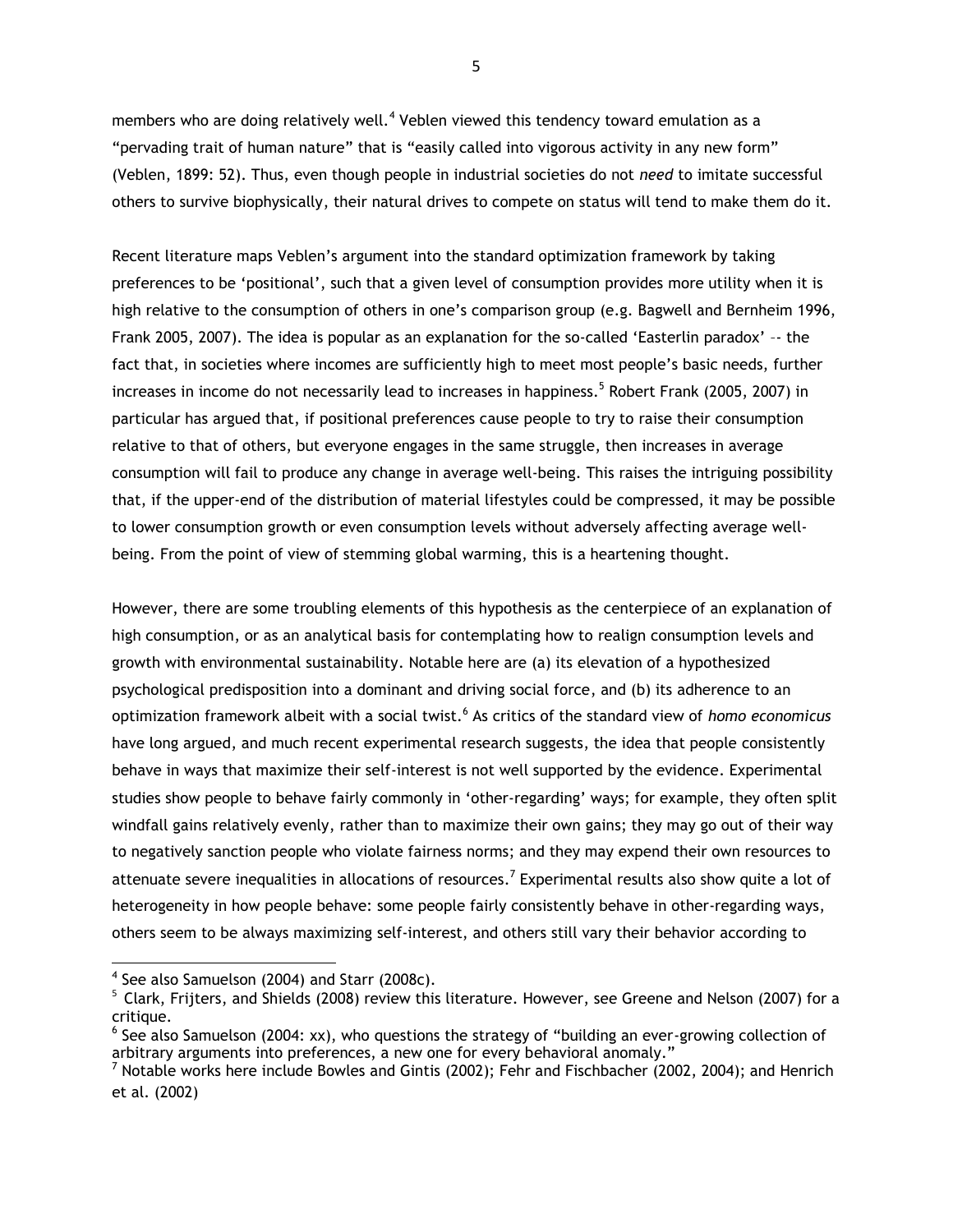members who are doing relatively well.[4] Veblen viewed this tendency toward emulation as a "pervading trait of human nature" that is "easily called into vigorous activity in any new form" (Veblen, 1899: 52). Thus, even though people in industrial societies do not *need* to imitate successful others to survive biophysically, their natural drives to compete on status will tend to make them do it.

Recent literature maps Veblen's argument into the standard optimization framework by taking preferences to be 'positional', such that a given level of consumption provides more utility when it is high relative to the consumption of others in one's comparison group (e.g. Bagwell and Bernheim 1996, Frank 2005, 2007). The idea is popular as an explanation for the so-called 'Easterlin paradox' -- the fact that, in societies where incomes are sufficiently high to meet most people's basic needs, further increases in income do not necessarily lead to increases in happiness.[5] Robert Frank (2005, 2007) in particular has argued that, if positional preferences cause people to try to raise their consumption relative to that of others, but everyone engages in the same struggle, then increases in average consumption will fail to produce any change in average well-being. This raises the intriguing possibility that, if the upper-end of the distribution of material lifestyles could be compressed, it may be possible to lower consumption growth or even consumption levels without adversely affecting average well-being. From the point of view of stemming global warming, this is a heartening thought.

However, there are some troubling elements of this hypothesis as the centerpiece of an explanation of high consumption, or as an analytical basis for contemplating how to realign consumption levels and growth with environmental sustainability. Notable here are (a) its elevation of a hypothesized psychological predisposition into a dominant and driving social force, and (b) its adherence to an optimization framework albeit with a social twist.[6] As critics of the standard view of *homo economicus* have long argued, and much recent experimental research suggests, the idea that people consistently behave in ways that maximize their self-interest is not well supported by the evidence. Experimental studies show people to behave fairly commonly in 'other-regarding' ways; for example, they often split windfall gains relatively evenly, rather than to maximize their own gains; they may go out of their way to negatively sanction people who violate fairness norms; and they may expend their own resources to attenuate severe inequalities in allocations of resources.[7] Experimental results also show quite a lot of heterogeneity in how people behave: some people fairly consistently behave in other-regarding ways, others seem to be always maximizing self-interest, and others still vary their behavior according to

[4] See also Samuelson (2004) and Starr (2008c).

[5] Clark, Frijters, and Shields (2008) review this literature. However, see Greene and Nelson (2007) for a critique.

[6] See also Samuelson (2004: xx), who questions the strategy of "building an ever-growing collection of arbitrary arguments into preferences, a new one for every behavioral anomaly."

[7] Notable works here include Bowles and Gintis (2002); Fehr and Fischbacher (2002, 2004); and Henrich et al. (2002)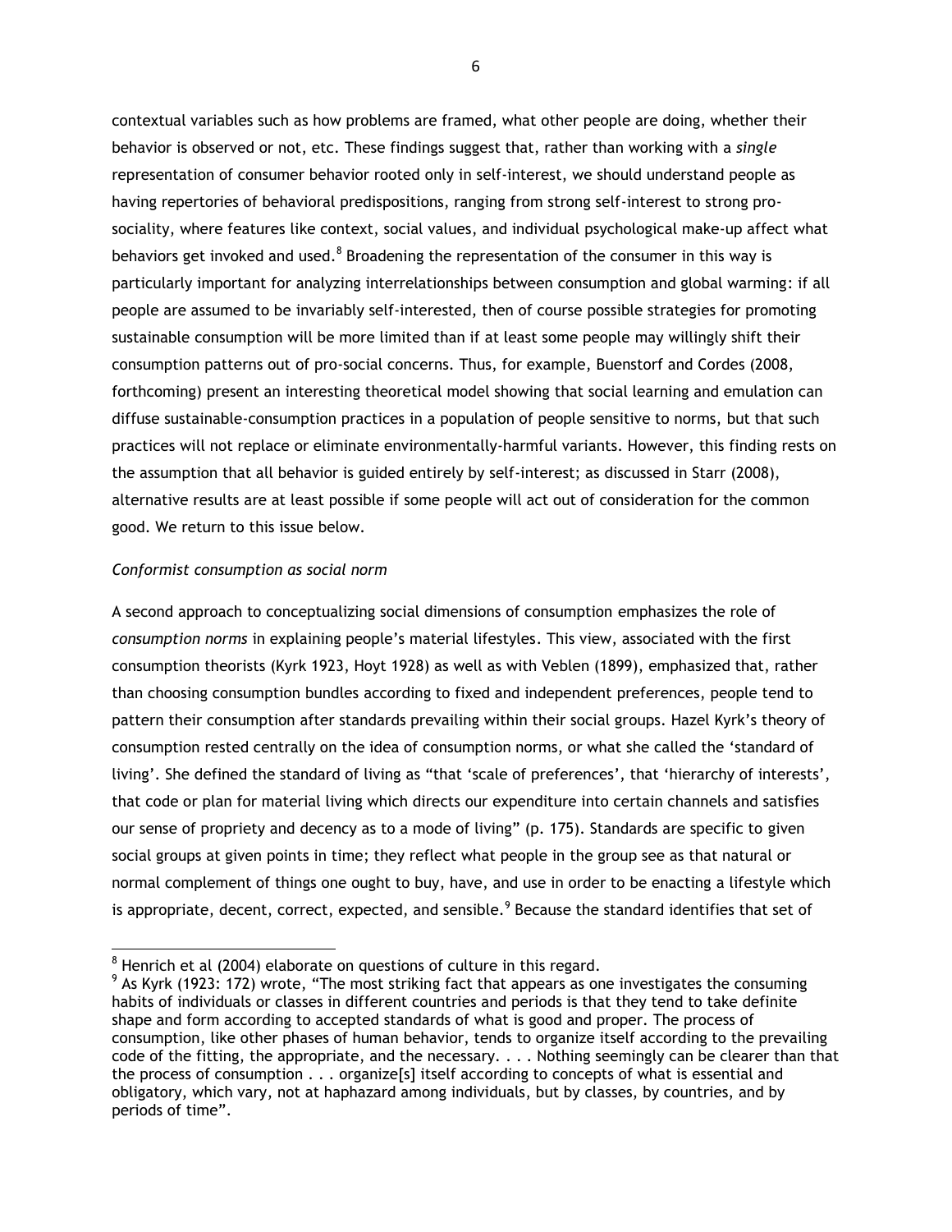contextual variables such as how problems are framed, what other people are doing, whether their behavior is observed or not, etc. These findings suggest that, rather than working with a *single* representation of consumer behavior rooted only in self-interest, we should understand people as having repertories of behavioral predispositions, ranging from strong self-interest to strong pro-sociality, where features like context, social values, and individual psychological make-up affect what behaviors get invoked and used.[8] Broadening the representation of the consumer in this way is particularly important for analyzing interrelationships between consumption and global warming: if all people are assumed to be invariably self-interested, then of course possible strategies for promoting sustainable consumption will be more limited than if at least some people may willingly shift their consumption patterns out of pro-social concerns. Thus, for example, Buenstorf and Cordes (2008, forthcoming) present an interesting theoretical model showing that social learning and emulation can diffuse sustainable-consumption practices in a population of people sensitive to norms, but that such practices will not replace or eliminate environmentally-harmful variants. However, this finding rests on the assumption that all behavior is guided entirely by self-interest; as discussed in Starr (2008), alternative results are at least possible if some people will act out of consideration for the common good. We return to this issue below.

*Conformist consumption as social norm*

A second approach to conceptualizing social dimensions of consumption emphasizes the role of *consumption norms* in explaining people's material lifestyles. This view, associated with the first consumption theorists (Kyrk 1923, Hoyt 1928) as well as with Veblen (1899), emphasized that, rather than choosing consumption bundles according to fixed and independent preferences, people tend to pattern their consumption after standards prevailing within their social groups. Hazel Kyrk's theory of consumption rested centrally on the idea of consumption norms, or what she called the 'standard of living'. She defined the standard of living as "that 'scale of preferences', that 'hierarchy of interests', that code or plan for material living which directs our expenditure into certain channels and satisfies our sense of propriety and decency as to a mode of living" (p. 175). Standards are specific to given social groups at given points in time; they reflect what people in the group see as that natural or normal complement of things one ought to buy, have, and use in order to be enacting a lifestyle which is appropriate, decent, correct, expected, and sensible.[9] Because the standard identifies that set of

[8] Henrich et al (2004) elaborate on questions of culture in this regard.

[9] As Kyrk (1923: 172) wrote, "The most striking fact that appears as one investigates the consuming habits of individuals or classes in different countries and periods is that they tend to take definite shape and form according to accepted standards of what is good and proper. The process of consumption, like other phases of human behavior, tends to organize itself according to the prevailing code of the fitting, the appropriate, and the necessary. . . . Nothing seemingly can be clearer than that the process of consumption . . . organize[s] itself according to concepts of what is essential and obligatory, which vary, not at haphazard among individuals, but by classes, by countries, and by periods of time".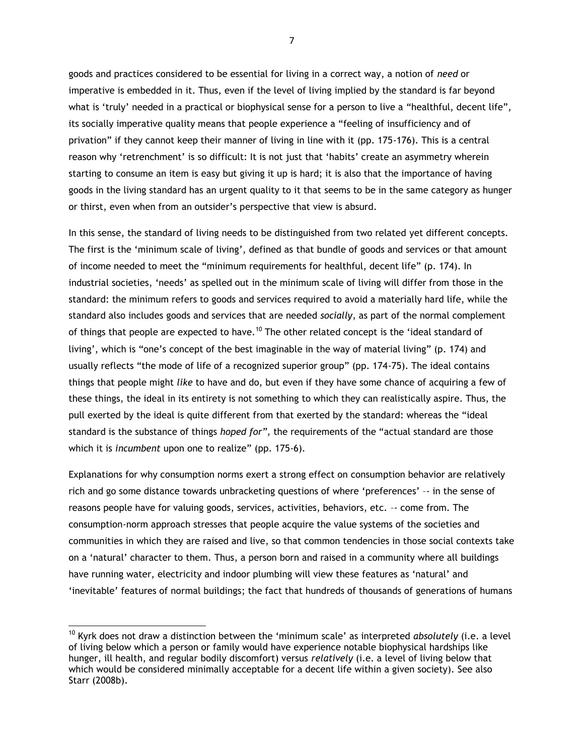goods and practices considered to be essential for living in a correct way, a notion of *need* or imperative is embedded in it. Thus, even if the level of living implied by the standard is far beyond what is 'truly' needed in a practical or biophysical sense for a person to live a "healthful, decent life", its socially imperative quality means that people experience a "feeling of insufficiency and of privation" if they cannot keep their manner of living in line with it (pp. 175-176). This is a central reason why 'retrenchment' is so difficult: It is not just that 'habits' create an asymmetry wherein starting to consume an item is easy but giving it up is hard; it is also that the importance of having goods in the living standard has an urgent quality to it that seems to be in the same category as hunger or thirst, even when from an outsider's perspective that view is absurd.

In this sense, the standard of living needs to be distinguished from two related yet different concepts. The first is the 'minimum scale of living', defined as that bundle of goods and services or that amount of income needed to meet the "minimum requirements for healthful, decent life" (p. 174). In industrial societies, 'needs' as spelled out in the minimum scale of living will differ from those in the standard: the minimum refers to goods and services required to avoid a materially hard life, while the standard also includes goods and services that are needed *socially*, as part of the normal complement of things that people are expected to have.[10] The other related concept is the 'ideal standard of living', which is "one's concept of the best imaginable in the way of material living" (p. 174) and usually reflects "the mode of life of a recognized superior group" (pp. 174-75). The ideal contains things that people might *like* to have and do, but even if they have some chance of acquiring a few of these things, the ideal in its entirety is not something to which they can realistically aspire. Thus, the pull exerted by the ideal is quite different from that exerted by the standard: whereas the "ideal standard is the substance of things *hoped for",* the requirements of the "actual standard are those which it is *incumbent* upon one to realize" (pp. 175-6).

Explanations for why consumption norms exert a strong effect on consumption behavior are relatively rich and go some distance towards unbracketing questions of where 'preferences' -- in the sense of reasons people have for valuing goods, services, activities, behaviors, etc. -- come from. The consumption-norm approach stresses that people acquire the value systems of the societies and communities in which they are raised and live, so that common tendencies in those social contexts take on a 'natural' character to them. Thus, a person born and raised in a community where all buildings have running water, electricity and indoor plumbing will view these features as 'natural' and 'inevitable' features of normal buildings; the fact that hundreds of thousands of generations of humans

---

[10] Kyrk does not draw a distinction between the 'minimum scale' as interpreted *absolutely* (i.e. a level of living below which a person or family would have experience notable biophysical hardships like hunger, ill health, and regular bodily discomfort) versus *relatively* (i.e. a level of living below that which would be considered minimally acceptable for a decent life within a given society). See also Starr (2008b).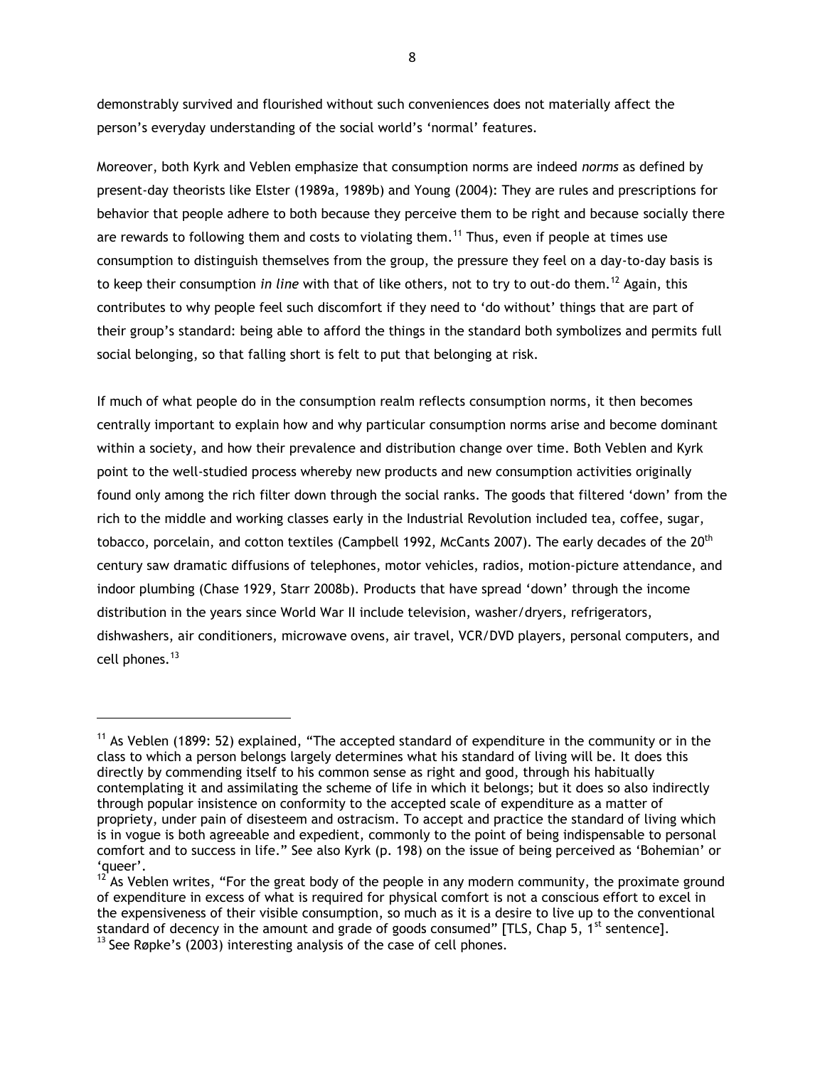demonstrably survived and flourished without such conveniences does not materially affect the person's everyday understanding of the social world's 'normal' features.

Moreover, both Kyrk and Veblen emphasize that consumption norms are indeed *norms* as defined by present-day theorists like Elster (1989a, 1989b) and Young (2004): They are rules and prescriptions for behavior that people adhere to both because they perceive them to be right and because socially there are rewards to following them and costs to violating them.[11] Thus, even if people at times use consumption to distinguish themselves from the group, the pressure they feel on a day-to-day basis is to keep their consumption *in line* with that of like others, not to try to out-do them.[12] Again, this contributes to why people feel such discomfort if they need to 'do without' things that are part of their group's standard: being able to afford the things in the standard both symbolizes and permits full social belonging, so that falling short is felt to put that belonging at risk.

If much of what people do in the consumption realm reflects consumption norms, it then becomes centrally important to explain how and why particular consumption norms arise and become dominant within a society, and how their prevalence and distribution change over time. Both Veblen and Kyrk point to the well-studied process whereby new products and new consumption activities originally found only among the rich filter down through the social ranks. The goods that filtered 'down' from the rich to the middle and working classes early in the Industrial Revolution included tea, coffee, sugar, tobacco, porcelain, and cotton textiles (Campbell 1992, McCants 2007). The early decades of the 20th century saw dramatic diffusions of telephones, motor vehicles, radios, motion-picture attendance, and indoor plumbing (Chase 1929, Starr 2008b). Products that have spread 'down' through the income distribution in the years since World War II include television, washer/dryers, refrigerators, dishwashers, air conditioners, microwave ovens, air travel, VCR/DVD players, personal computers, and cell phones.[13]

---

[11] As Veblen (1899: 52) explained, "The accepted standard of expenditure in the community or in the class to which a person belongs largely determines what his standard of living will be. It does this directly by commending itself to his common sense as right and good, through his habitually contemplating it and assimilating the scheme of life in which it belongs; but it does so also indirectly through popular insistence on conformity to the accepted scale of expenditure as a matter of propriety, under pain of disesteem and ostracism. To accept and practice the standard of living which is in vogue is both agreeable and expedient, commonly to the point of being indispensable to personal comfort and to success in life." See also Kyrk (p. 198) on the issue of being perceived as 'Bohemian' or 'queer'.

[12] As Veblen writes, "For the great body of the people in any modern community, the proximate ground of expenditure in excess of what is required for physical comfort is not a conscious effort to excel in the expensiveness of their visible consumption, so much as it is a desire to live up to the conventional standard of decency in the amount and grade of goods consumed" [TLS, Chap 5, 1st sentence].

[13] See Røpke's (2003) interesting analysis of the case of cell phones.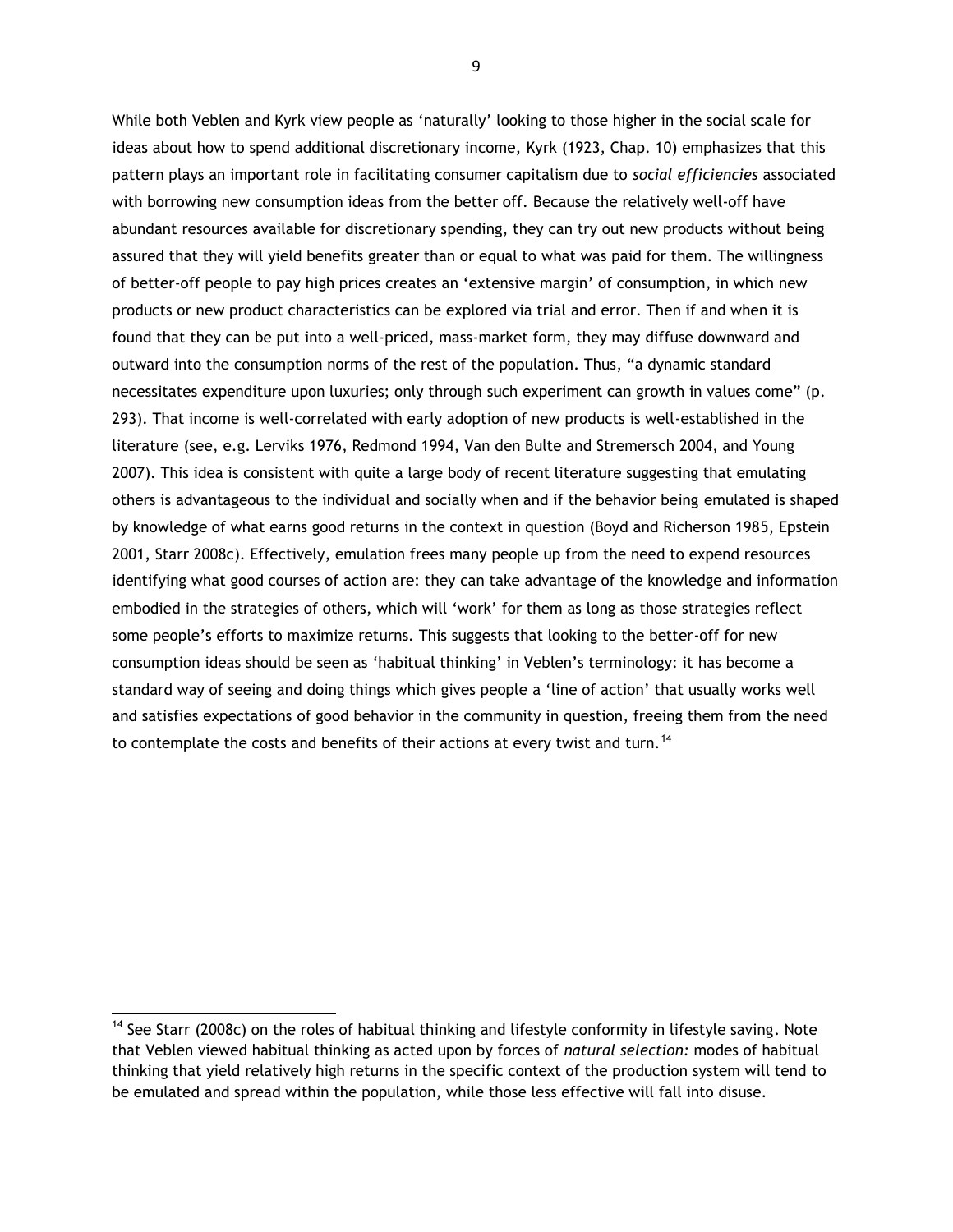While both Veblen and Kyrk view people as 'naturally' looking to those higher in the social scale for ideas about how to spend additional discretionary income, Kyrk (1923, Chap. 10) emphasizes that this pattern plays an important role in facilitating consumer capitalism due to *social efficiencies* associated with borrowing new consumption ideas from the better off. Because the relatively well-off have abundant resources available for discretionary spending, they can try out new products without being assured that they will yield benefits greater than or equal to what was paid for them. The willingness of better-off people to pay high prices creates an 'extensive margin' of consumption, in which new products or new product characteristics can be explored via trial and error. Then if and when it is found that they can be put into a well-priced, mass-market form, they may diffuse downward and outward into the consumption norms of the rest of the population. Thus, "a dynamic standard necessitates expenditure upon luxuries; only through such experiment can growth in values come" (p. 293). That income is well-correlated with early adoption of new products is well-established in the literature (see, e.g. Lerviks 1976, Redmond 1994, Van den Bulte and Stremersch 2004, and Young 2007). This idea is consistent with quite a large body of recent literature suggesting that emulating others is advantageous to the individual and socially when and if the behavior being emulated is shaped by knowledge of what earns good returns in the context in question (Boyd and Richerson 1985, Epstein 2001, Starr 2008c). Effectively, emulation frees many people up from the need to expend resources identifying what good courses of action are: they can take advantage of the knowledge and information embodied in the strategies of others, which will 'work' for them as long as those strategies reflect some people's efforts to maximize returns. This suggests that looking to the better-off for new consumption ideas should be seen as 'habitual thinking' in Veblen's terminology: it has become a standard way of seeing and doing things which gives people a 'line of action' that usually works well and satisfies expectations of good behavior in the community in question, freeing them from the need to contemplate the costs and benefits of their actions at every twist and turn.[14]

[14] See Starr (2008c) on the roles of habitual thinking and lifestyle conformity in lifestyle saving. Note that Veblen viewed habitual thinking as acted upon by forces of *natural selection:* modes of habitual thinking that yield relatively high returns in the specific context of the production system will tend to be emulated and spread within the population, while those less effective will fall into disuse.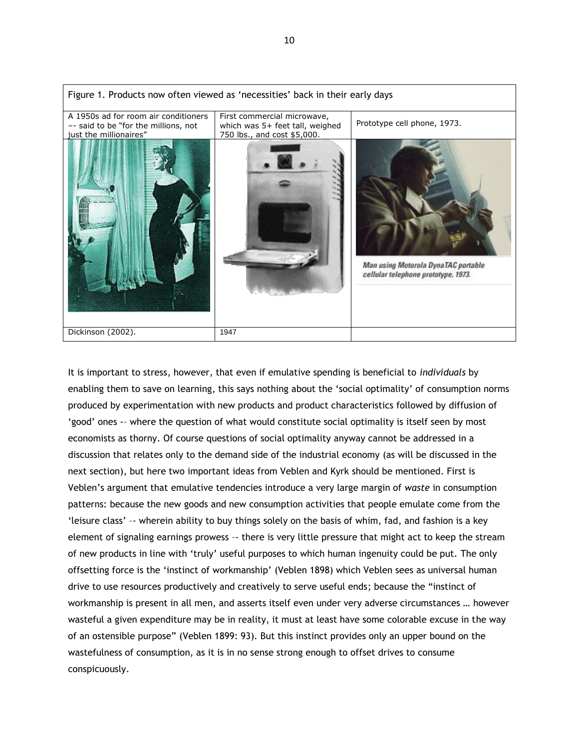| Figure 1. Products now often viewed as 'necessities' back in their early days | | |
|---|---|---|
| A 1950s ad for room air conditioners –- said to be "for the millions, not just the millionaires" | First commercial microwave, which was 5+ feet tall, weighed 750 lbs., and cost $5,000. | Prototype cell phone, 1973. |
| | | Man using Motorola DynaTAC portable cellular telephone prototype, 1973. |
| Dickinson (2002). | 1947 | |

It is important to stress, however, that even if emulative spending is beneficial to *individuals* by enabling them to save on learning, this says nothing about the 'social optimality' of consumption norms produced by experimentation with new products and product characteristics followed by diffusion of 'good' ones -– where the question of what would constitute social optimality is itself seen by most economists as thorny. Of course questions of social optimality anyway cannot be addressed in a discussion that relates only to the demand side of the industrial economy (as will be discussed in the next section), but here two important ideas from Veblen and Kyrk should be mentioned. First is Veblen's argument that emulative tendencies introduce a very large margin of *waste* in consumption patterns: because the new goods and new consumption activities that people emulate come from the 'leisure class' -– wherein ability to buy things solely on the basis of whim, fad, and fashion is a key element of signaling earnings prowess -– there is very little pressure that might act to keep the stream of new products in line with 'truly' useful purposes to which human ingenuity could be put. The only offsetting force is the 'instinct of workmanship' (Veblen 1898) which Veblen sees as universal human drive to use resources productively and creatively to serve useful ends; because the "instinct of workmanship is present in all men, and asserts itself even under very adverse circumstances … however wasteful a given expenditure may be in reality, it must at least have some colorable excuse in the way of an ostensible purpose" (Veblen 1899: 93). But this instinct provides only an upper bound on the wastefulness of consumption, as it is in no sense strong enough to offset drives to consume conspicuously.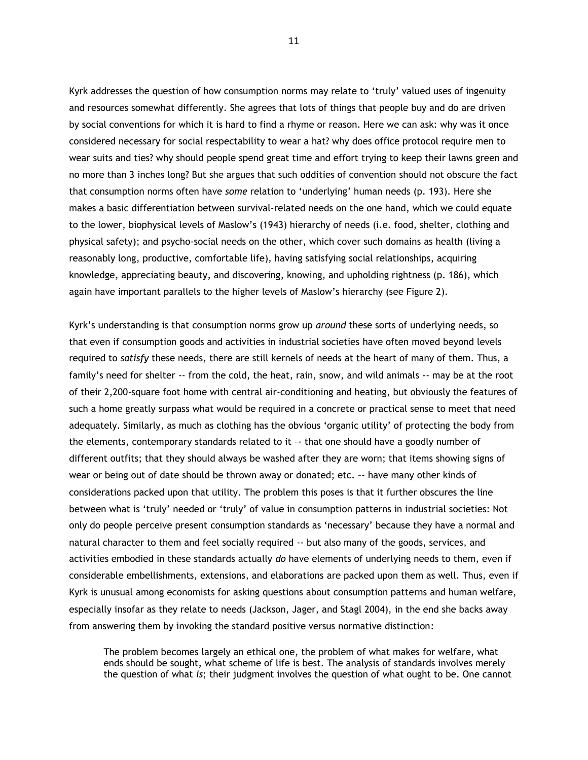Kyrk addresses the question of how consumption norms may relate to 'truly' valued uses of ingenuity and resources somewhat differently. She agrees that lots of things that people buy and do are driven by social conventions for which it is hard to find a rhyme or reason. Here we can ask: why was it once considered necessary for social respectability to wear a hat? why does office protocol require men to wear suits and ties? why should people spend great time and effort trying to keep their lawns green and no more than 3 inches long? But she argues that such oddities of convention should not obscure the fact that consumption norms often have *some* relation to 'underlying' human needs (p. 193). Here she makes a basic differentiation between survival-related needs on the one hand, which we could equate to the lower, biophysical levels of Maslow's (1943) hierarchy of needs (i.e. food, shelter, clothing and physical safety); and psycho-social needs on the other, which cover such domains as health (living a reasonably long, productive, comfortable life), having satisfying social relationships, acquiring knowledge, appreciating beauty, and discovering, knowing, and upholding rightness (p. 186), which again have important parallels to the higher levels of Maslow's hierarchy (see Figure 2).

Kyrk's understanding is that consumption norms grow up *around* these sorts of underlying needs, so that even if consumption goods and activities in industrial societies have often moved beyond levels required to *satisfy* these needs, there are still kernels of needs at the heart of many of them. Thus, a family's need for shelter -- from the cold, the heat, rain, snow, and wild animals -- may be at the root of their 2,200-square foot home with central air-conditioning and heating, but obviously the features of such a home greatly surpass what would be required in a concrete or practical sense to meet that need adequately. Similarly, as much as clothing has the obvious 'organic utility' of protecting the body from the elements, contemporary standards related to it –- that one should have a goodly number of different outfits; that they should always be washed after they are worn; that items showing signs of wear or being out of date should be thrown away or donated; etc. –- have many other kinds of considerations packed upon that utility. The problem this poses is that it further obscures the line between what is 'truly' needed or 'truly' of value in consumption patterns in industrial societies: Not only do people perceive present consumption standards as 'necessary' because they have a normal and natural character to them and feel socially required -- but also many of the goods, services, and activities embodied in these standards actually *do* have elements of underlying needs to them, even if considerable embellishments, extensions, and elaborations are packed upon them as well. Thus, even if Kyrk is unusual among economists for asking questions about consumption patterns and human welfare, especially insofar as they relate to needs (Jackson, Jager, and Stagl 2004), in the end she backs away from answering them by invoking the standard positive versus normative distinction:

> The problem becomes largely an ethical one, the problem of what makes for welfare, what ends should be sought, what scheme of life is best. The analysis of standards involves merely the question of what *is*; their judgment involves the question of what ought to be. One cannot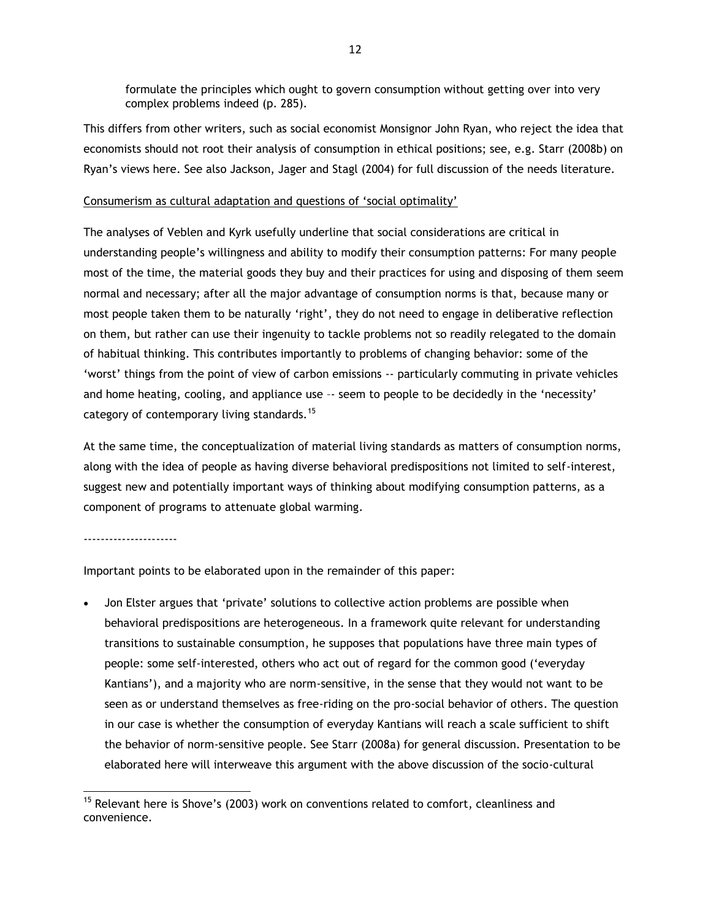formulate the principles which ought to govern consumption without getting over into very complex problems indeed (p. 285).

This differs from other writers, such as social economist Monsignor John Ryan, who reject the idea that economists should not root their analysis of consumption in ethical positions; see, e.g. Starr (2008b) on Ryan's views here. See also Jackson, Jager and Stagl (2004) for full discussion of the needs literature.

<u>Consumerism as cultural adaptation and questions of 'social optimality'</u>

The analyses of Veblen and Kyrk usefully underline that social considerations are critical in understanding people's willingness and ability to modify their consumption patterns: For many people most of the time, the material goods they buy and their practices for using and disposing of them seem normal and necessary; after all the major advantage of consumption norms is that, because many or most people taken them to be naturally 'right', they do not need to engage in deliberative reflection on them, but rather can use their ingenuity to tackle problems not so readily relegated to the domain of habitual thinking. This contributes importantly to problems of changing behavior: some of the 'worst' things from the point of view of carbon emissions -- particularly commuting in private vehicles and home heating, cooling, and appliance use -- seem to people to be decidedly in the 'necessity' category of contemporary living standards.[15]

At the same time, the conceptualization of material living standards as matters of consumption norms, along with the idea of people as having diverse behavioral predispositions not limited to self-interest, suggest new and potentially important ways of thinking about modifying consumption patterns, as a component of programs to attenuate global warming.

---------------------

Important points to be elaborated upon in the remainder of this paper:

- Jon Elster argues that 'private' solutions to collective action problems are possible when behavioral predispositions are heterogeneous. In a framework quite relevant for understanding transitions to sustainable consumption, he supposes that populations have three main types of people: some self-interested, others who act out of regard for the common good ('everyday Kantians'), and a majority who are norm-sensitive, in the sense that they would not want to be seen as or understand themselves as free-riding on the pro-social behavior of others. The question in our case is whether the consumption of everyday Kantians will reach a scale sufficient to shift the behavior of norm-sensitive people. See Starr (2008a) for general discussion. Presentation to be elaborated here will interweave this argument with the above discussion of the socio-cultural

[15] Relevant here is Shove's (2003) work on conventions related to comfort, cleanliness and convenience.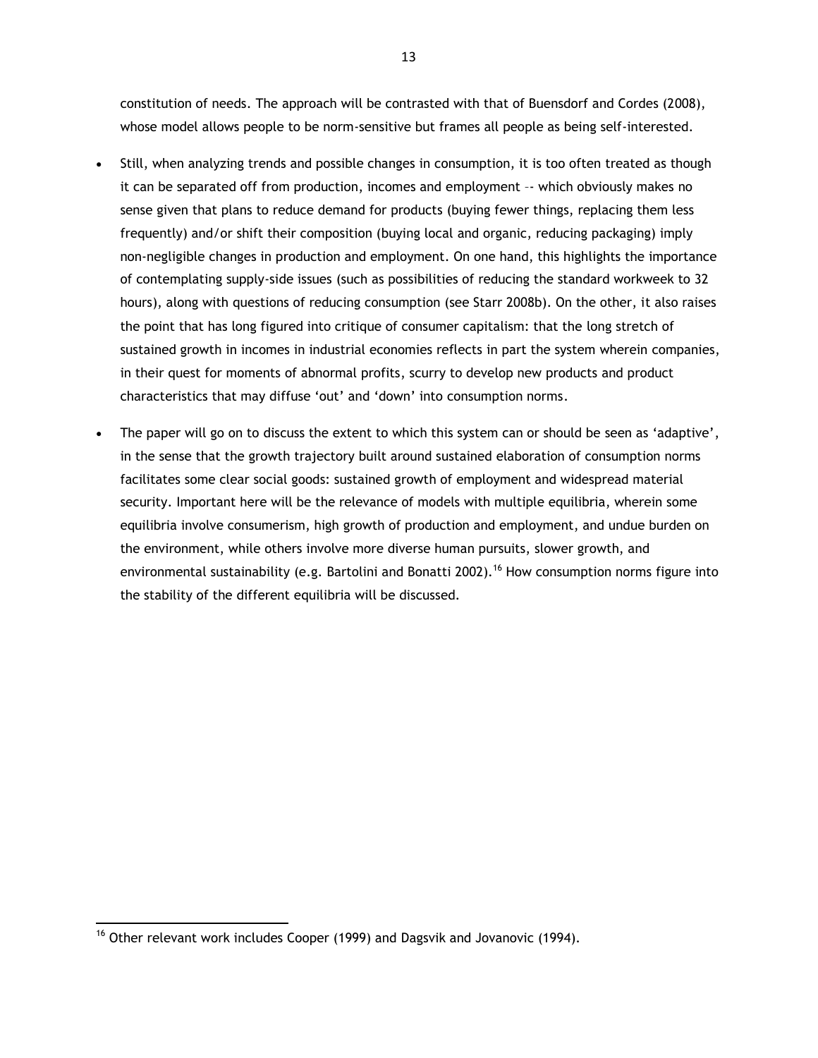constitution of needs. The approach will be contrasted with that of Buensdorf and Cordes (2008), whose model allows people to be norm-sensitive but frames all people as being self-interested.

- Still, when analyzing trends and possible changes in consumption, it is too often treated as though it can be separated off from production, incomes and employment –- which obviously makes no sense given that plans to reduce demand for products (buying fewer things, replacing them less frequently) and/or shift their composition (buying local and organic, reducing packaging) imply non-negligible changes in production and employment. On one hand, this highlights the importance of contemplating supply-side issues (such as possibilities of reducing the standard workweek to 32 hours), along with questions of reducing consumption (see Starr 2008b). On the other, it also raises the point that has long figured into critique of consumer capitalism: that the long stretch of sustained growth in incomes in industrial economies reflects in part the system wherein companies, in their quest for moments of abnormal profits, scurry to develop new products and product characteristics that may diffuse 'out' and 'down' into consumption norms.
- The paper will go on to discuss the extent to which this system can or should be seen as 'adaptive', in the sense that the growth trajectory built around sustained elaboration of consumption norms facilitates some clear social goods: sustained growth of employment and widespread material security. Important here will be the relevance of models with multiple equilibria, wherein some equilibria involve consumerism, high growth of production and employment, and undue burden on the environment, while others involve more diverse human pursuits, slower growth, and environmental sustainability (e.g. Bartolini and Bonatti 2002).[16] How consumption norms figure into the stability of the different equilibria will be discussed.

[16] Other relevant work includes Cooper (1999) and Dagsvik and Jovanovic (1994).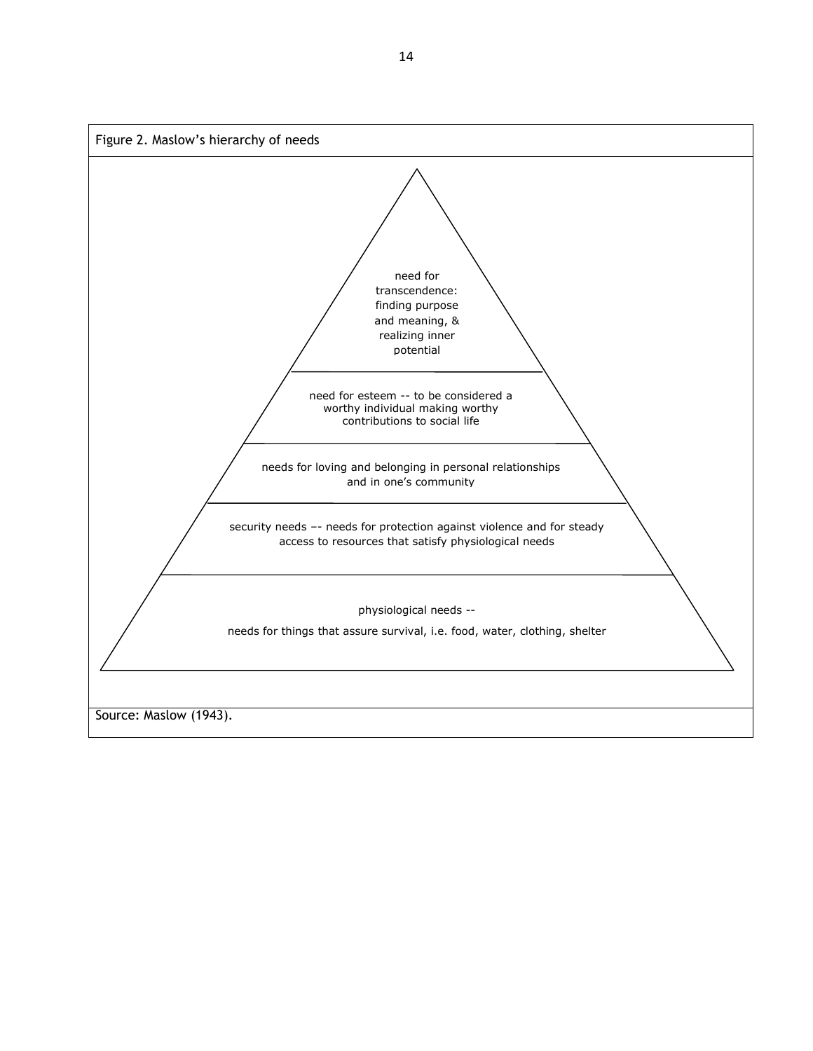Figure 2. Maslow's hierarchy of needs

need for transcendence: finding purpose and meaning, & realizing inner potential

need for esteem -- to be considered a worthy individual making worthy contributions to social life

needs for loving and belonging in personal relationships and in one's community

security needs –- needs for protection against violence and for steady access to resources that satisfy physiological needs

physiological needs --

needs for things that assure survival, i.e. food, water, clothing, shelter

Source: Maslow (1943).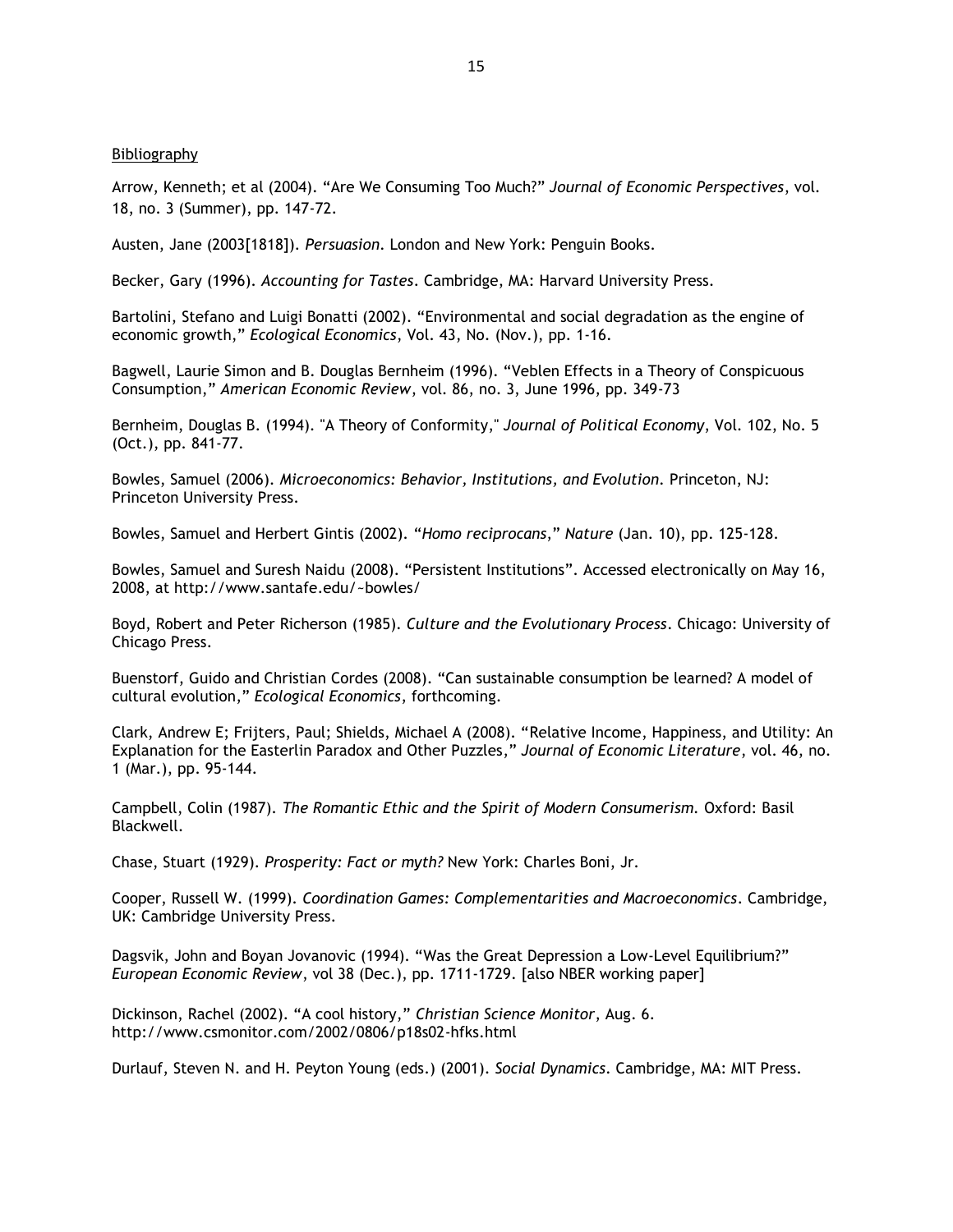Bibliography

Arrow, Kenneth; et al (2004). “Are We Consuming Too Much?” *Journal of Economic Perspectives*, vol. 18, no. 3 (Summer), pp. 147-72.

Austen, Jane (2003[1818]). *Persuasion*. London and New York: Penguin Books.

Becker, Gary (1996). *Accounting for Tastes*. Cambridge, MA: Harvard University Press.

Bartolini, Stefano and Luigi Bonatti (2002). “Environmental and social degradation as the engine of economic growth,” *Ecological Economics*, Vol. 43, No. (Nov.), pp. 1-16.

Bagwell, Laurie Simon and B. Douglas Bernheim (1996). “Veblen Effects in a Theory of Conspicuous Consumption,” *American Economic Review*, vol. 86, no. 3, June 1996, pp. 349-73

Bernheim, Douglas B. (1994). "A Theory of Conformity," *Journal of Political Economy*, Vol. 102, No. 5 (Oct.), pp. 841-77.

Bowles, Samuel (2006). *Microeconomics: Behavior, Institutions, and Evolution*. Princeton, NJ: Princeton University Press.

Bowles, Samuel and Herbert Gintis (2002). “*Homo reciprocans*,” *Nature* (Jan. 10), pp. 125-128.

Bowles, Samuel and Suresh Naidu (2008). “Persistent Institutions”. Accessed electronically on May 16, 2008, at http://www.santafe.edu/~bowles/

Boyd, Robert and Peter Richerson (1985). *Culture and the Evolutionary Process*. Chicago: University of Chicago Press.

Buenstorf, Guido and Christian Cordes (2008). “Can sustainable consumption be learned? A model of cultural evolution,” *Ecological Economics*, forthcoming.

Clark, Andrew E; Frijters, Paul; Shields, Michael A (2008). “Relative Income, Happiness, and Utility: An Explanation for the Easterlin Paradox and Other Puzzles,” *Journal of Economic Literature*, vol. 46, no. 1 (Mar.), pp. 95-144.

Campbell, Colin (1987). *The Romantic Ethic and the Spirit of Modern Consumerism*. Oxford: Basil Blackwell.

Chase, Stuart (1929). *Prosperity: Fact or myth?* New York: Charles Boni, Jr.

Cooper, Russell W. (1999). *Coordination Games: Complementarities and Macroeconomics*. Cambridge, UK: Cambridge University Press.

Dagsvik, John and Boyan Jovanovic (1994). “Was the Great Depression a Low-Level Equilibrium?” *European Economic Review*, vol 38 (Dec.), pp. 1711-1729. [also NBER working paper]

Dickinson, Rachel (2002). “A cool history,” *Christian Science Monitor*, Aug. 6. http://www.csmonitor.com/2002/0806/p18s02-hfks.html

Durlauf, Steven N. and H. Peyton Young (eds.) (2001). *Social Dynamics*. Cambridge, MA: MIT Press.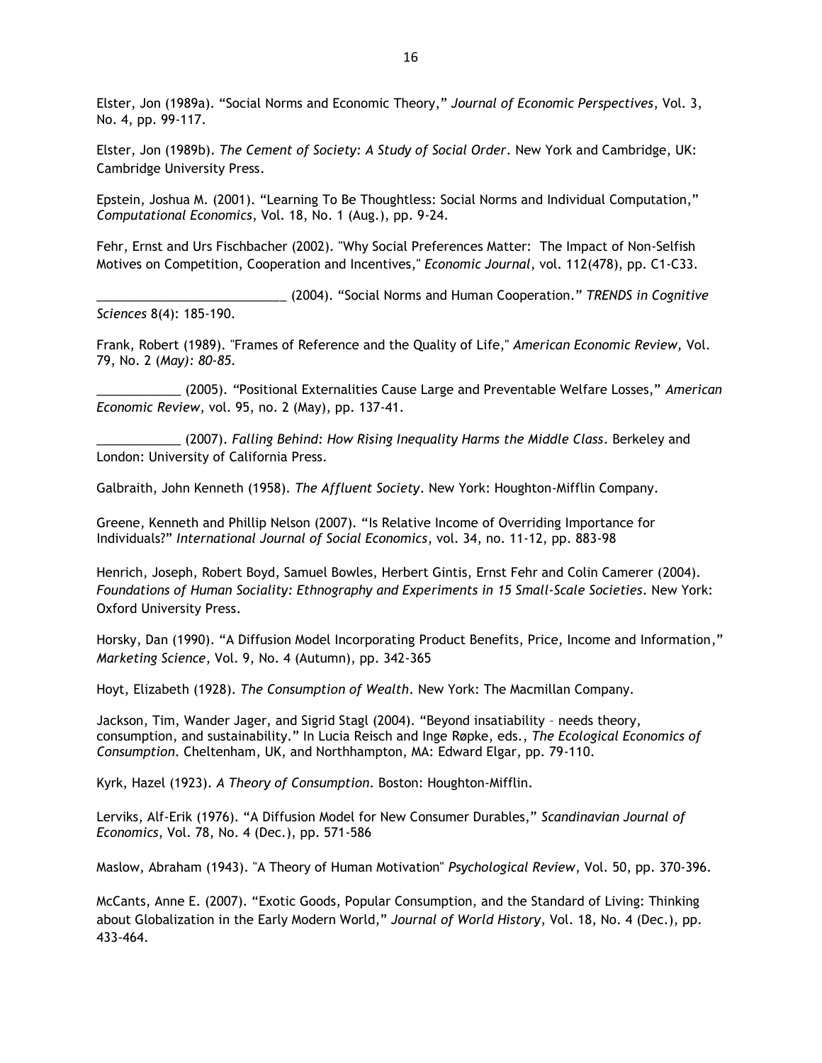Elster, Jon (1989a). “Social Norms and Economic Theory,” *Journal of Economic Perspectives*, Vol. 3, No. 4, pp. 99-117.

Elster, Jon (1989b). *The Cement of Society: A Study of Social Order*. New York and Cambridge, UK: Cambridge University Press.

Epstein, Joshua M. (2001). “Learning To Be Thoughtless: Social Norms and Individual Computation,” *Computational Economics*, Vol. 18, No. 1 (Aug.), pp. 9-24.

Fehr, Ernst and Urs Fischbacher (2002). "Why Social Preferences Matter: The Impact of Non-Selfish Motives on Competition, Cooperation and Incentives," *Economic Journal*, vol. 112(478), pp. C1-C33.

___________________________ (2004). “Social Norms and Human Cooperation.” *TRENDS in Cognitive Sciences* 8(4): 185-190.

Frank, Robert (1989). "Frames of Reference and the Quality of Life," *American Economic Review,* Vol. 79, No. 2 (*May): 80-85*.

____________ (2005). “Positional Externalities Cause Large and Preventable Welfare Losses,” *American Economic Review*, vol. 95, no. 2 (May), pp. 137-41.

____________ (2007). *Falling Behind: How Rising Inequality Harms the Middle Class*. Berkeley and London: University of California Press.

Galbraith, John Kenneth (1958). *The Affluent Society*. New York: Houghton-Mifflin Company.

Greene, Kenneth and Phillip Nelson (2007). “Is Relative Income of Overriding Importance for Individuals?” *International Journal of Social Economics*, vol. 34, no. 11-12, pp. 883-98

Henrich, Joseph, Robert Boyd, Samuel Bowles, Herbert Gintis, Ernst Fehr and Colin Camerer (2004). *Foundations of Human Sociality: Ethnography and Experiments in 15 Small-Scale Societies*. New York: Oxford University Press.

Horsky, Dan (1990). “A Diffusion Model Incorporating Product Benefits, Price, Income and Information,” *Marketing Science*, Vol. 9, No. 4 (Autumn), pp. 342-365

Hoyt, Elizabeth (1928). *The Consumption of Wealth*. New York: The Macmillan Company.

Jackson, Tim, Wander Jager, and Sigrid Stagl (2004). “Beyond insatiability – needs theory, consumption, and sustainability.” In Lucia Reisch and Inge Røpke, eds., *The Ecological Economics of Consumption*. Cheltenham, UK, and Northhampton, MA: Edward Elgar, pp. 79-110.

Kyrk, Hazel (1923). *A Theory of Consumption*. Boston: Houghton-Mifflin.

Lerviks, Alf-Erik (1976). “A Diffusion Model for New Consumer Durables,” *Scandinavian Journal of Economics*, Vol. 78, No. 4 (Dec.), pp. 571-586

Maslow, Abraham (1943). "A Theory of Human Motivation" *Psychological Review*, Vol. 50, pp. 370-396.

McCants, Anne E. (2007). “Exotic Goods, Popular Consumption, and the Standard of Living: Thinking about Globalization in the Early Modern World,” *Journal of World History*, Vol. 18, No. 4 (Dec.), pp. 433-464.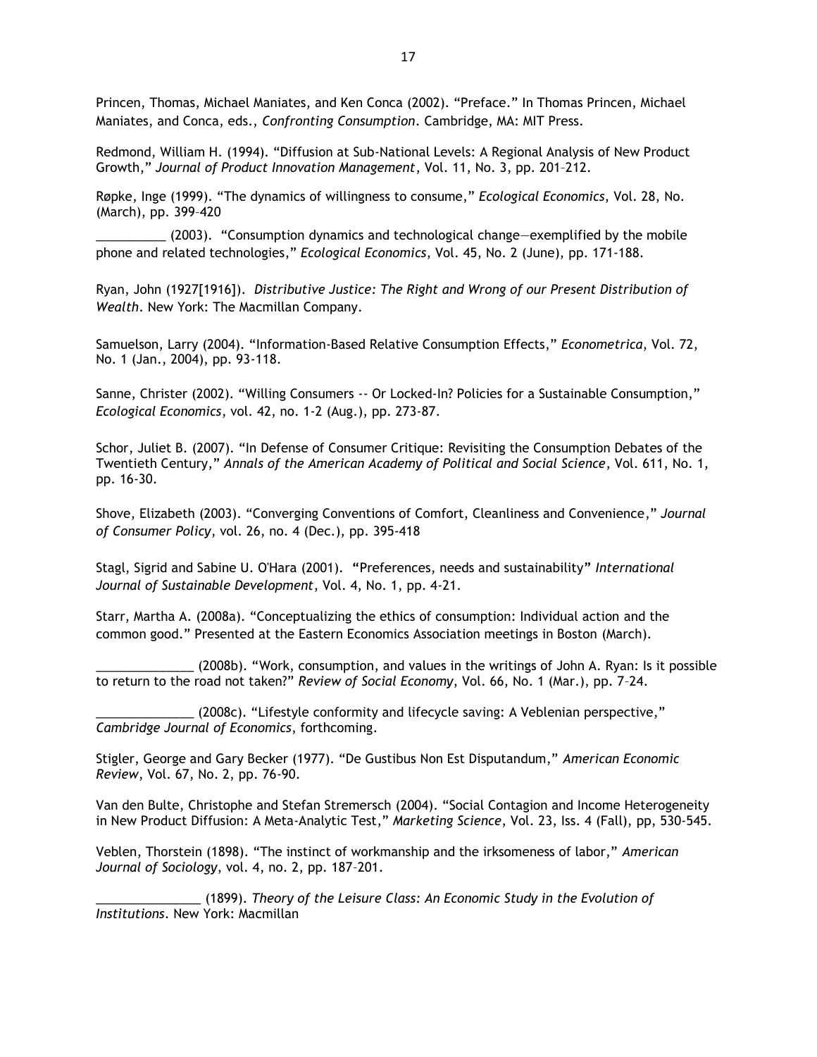Princen, Thomas, Michael Maniates, and Ken Conca (2002). "Preface." In Thomas Princen, Michael Maniates, and Conca, eds., *Confronting Consumption*. Cambridge, MA: MIT Press.

Redmond, William H. (1994). "Diffusion at Sub-National Levels: A Regional Analysis of New Product Growth," *Journal of Product Innovation Management*, Vol. 11, No. 3, pp. 201–212.

Røpke, Inge (1999). "The dynamics of willingness to consume," *Ecological Economics,* Vol. 28, No. (March), pp. 399–420

__________ (2003). "Consumption dynamics and technological change—exemplified by the mobile phone and related technologies," *Ecological Economics,* Vol. 45, No. 2 (June), pp. 171-188.

Ryan, John (1927[1916]). *Distributive Justice: The Right and Wrong of our Present Distribution of Wealth*. New York: The Macmillan Company.

Samuelson, Larry (2004). "Information-Based Relative Consumption Effects," *Econometrica*, Vol. 72, No. 1 (Jan., 2004), pp. 93-118.

Sanne, Christer (2002). "Willing Consumers -- Or Locked-In? Policies for a Sustainable Consumption," *Ecological Economics*, vol. 42, no. 1-2 (Aug.), pp. 273-87.

Schor, Juliet B. (2007). "In Defense of Consumer Critique: Revisiting the Consumption Debates of the Twentieth Century," *Annals of the American Academy of Political and Social Science,* Vol. 611, No. 1, pp. 16-30.

Shove, Elizabeth (2003). "Converging Conventions of Comfort, Cleanliness and Convenience," *Journal of Consumer Policy*, vol. 26, no. 4 (Dec.), pp. 395-418

Stagl, Sigrid and Sabine U. O'Hara (2001). "Preferences, needs and sustainability" *International Journal of Sustainable Development,* Vol. 4, No. 1, pp. 4-21.

Starr, Martha A. (2008a). "Conceptualizing the ethics of consumption: Individual action and the common good." Presented at the Eastern Economics Association meetings in Boston (March).

______________ (2008b). "Work, consumption, and values in the writings of John A. Ryan: Is it possible to return to the road not taken?" *Review of Social Economy*, Vol. 66, No. 1 (Mar.), pp. 7–24.

______________ (2008c). "Lifestyle conformity and lifecycle saving: A Veblenian perspective," *Cambridge Journal of Economics*, forthcoming.

Stigler, George and Gary Becker (1977). "De Gustibus Non Est Disputandum," *American Economic Review*, Vol. 67, No. 2, pp. 76-90.

Van den Bulte, Christophe and Stefan Stremersch (2004). "Social Contagion and Income Heterogeneity in New Product Diffusion: A Meta-Analytic Test," *Marketing Science*, Vol. 23, Iss. 4 (Fall), pp, 530-545.

Veblen, Thorstein (1898). "The instinct of workmanship and the irksomeness of labor," *American Journal of Sociology*, vol. 4, no. 2, pp. 187–201.

_______________ (1899). *Theory of the Leisure Class: An Economic Study in the Evolution of Institutions*. New York: Macmillan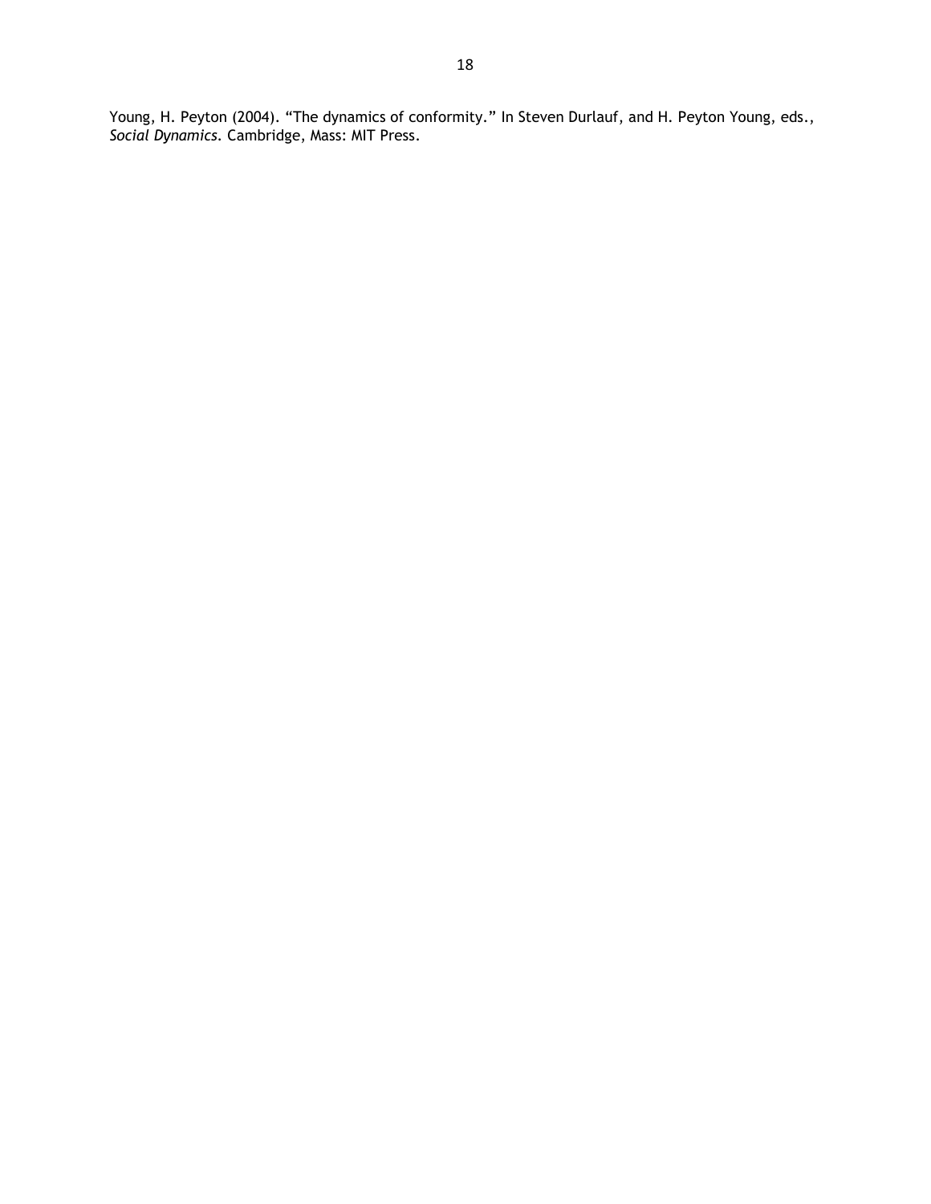Young, H. Peyton (2004). “The dynamics of conformity.” In Steven Durlauf, and H. Peyton Young, eds., *Social Dynamics*. Cambridge, Mass: MIT Press.